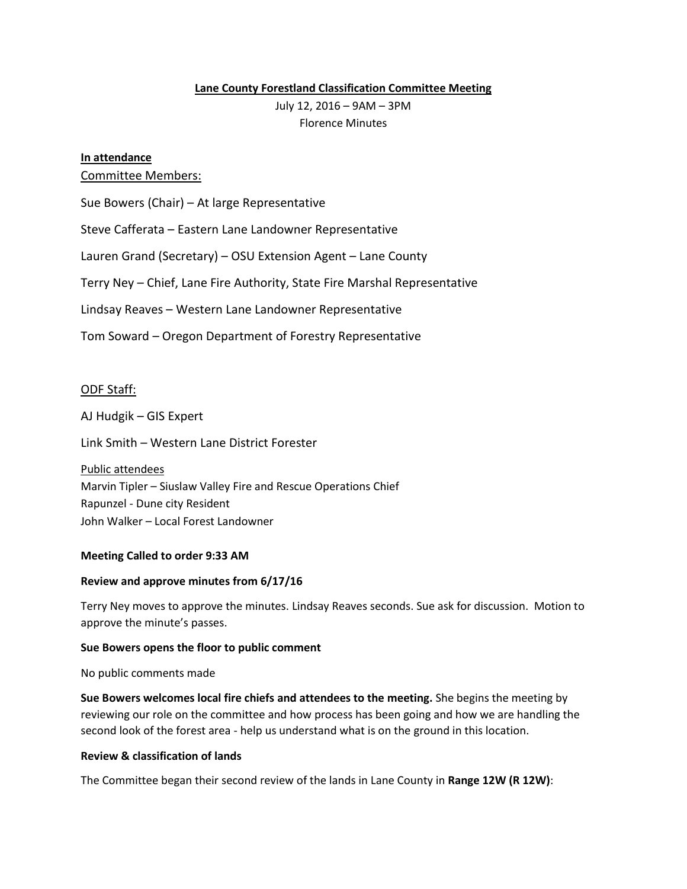**Lane County Forestland Classification Committee Meeting**

July 12, 2016 – 9AM – 3PM
Florence Minutes

**In attendance**

Committee Members:

Sue Bowers (Chair) – At large Representative

Steve Cafferata – Eastern Lane Landowner Representative

Lauren Grand (Secretary) – OSU Extension Agent – Lane County

Terry Ney – Chief, Lane Fire Authority, State Fire Marshal Representative

Lindsay Reaves – Western Lane Landowner Representative

Tom Soward – Oregon Department of Forestry Representative

ODF Staff:

AJ Hudgik – GIS Expert

Link Smith – Western Lane District Forester

Public attendees
Marvin Tipler – Siuslaw Valley Fire and Rescue Operations Chief
Rapunzel - Dune city Resident
John Walker – Local Forest Landowner

**Meeting Called to order 9:33 AM**

**Review and approve minutes from 6/17/16**

Terry Ney moves to approve the minutes. Lindsay Reaves seconds. Sue ask for discussion. Motion to approve the minute's passes.

**Sue Bowers opens the floor to public comment**

No public comments made

**Sue Bowers welcomes local fire chiefs and attendees to the meeting.** She begins the meeting by reviewing our role on the committee and how process has been going and how we are handling the second look of the forest area - help us understand what is on the ground in this location.

**Review & classification of lands**

The Committee began their second review of the lands in Lane County in **Range 12W (R 12W)**: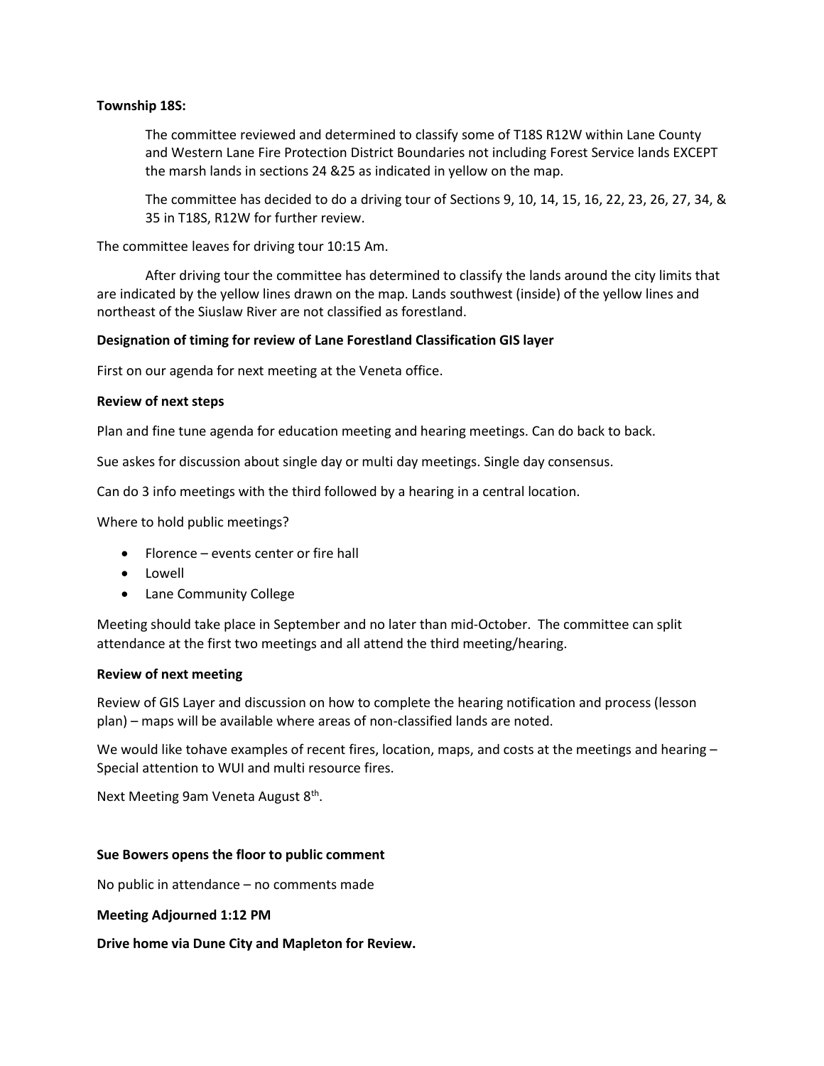**Township 18S:**

The committee reviewed and determined to classify some of T18S R12W within Lane County and Western Lane Fire Protection District Boundaries not including Forest Service lands EXCEPT the marsh lands in sections 24 &25 as indicated in yellow on the map.

The committee has decided to do a driving tour of Sections 9, 10, 14, 15, 16, 22, 23, 26, 27, 34, & 35 in T18S, R12W for further review.

The committee leaves for driving tour 10:15 Am.

After driving tour the committee has determined to classify the lands around the city limits that are indicated by the yellow lines drawn on the map. Lands southwest (inside) of the yellow lines and northeast of the Siuslaw River are not classified as forestland.

**Designation of timing for review of Lane Forestland Classification GIS layer**

First on our agenda for next meeting at the Veneta office.

**Review of next steps**

Plan and fine tune agenda for education meeting and hearing meetings. Can do back to back.

Sue askes for discussion about single day or multi day meetings. Single day consensus.

Can do 3 info meetings with the third followed by a hearing in a central location.

Where to hold public meetings?

- Florence – events center or fire hall
- Lowell
- Lane Community College

Meeting should take place in September and no later than mid-October. The committee can split attendance at the first two meetings and all attend the third meeting/hearing.

**Review of next meeting**

Review of GIS Layer and discussion on how to complete the hearing notification and process (lesson plan) – maps will be available where areas of non-classified lands are noted.

We would like tohave examples of recent fires, location, maps, and costs at the meetings and hearing – Special attention to WUI and multi resource fires.

Next Meeting 9am Veneta August 8th.

**Sue Bowers opens the floor to public comment**

No public in attendance – no comments made

**Meeting Adjourned 1:12 PM**

**Drive home via Dune City and Mapleton for Review.**